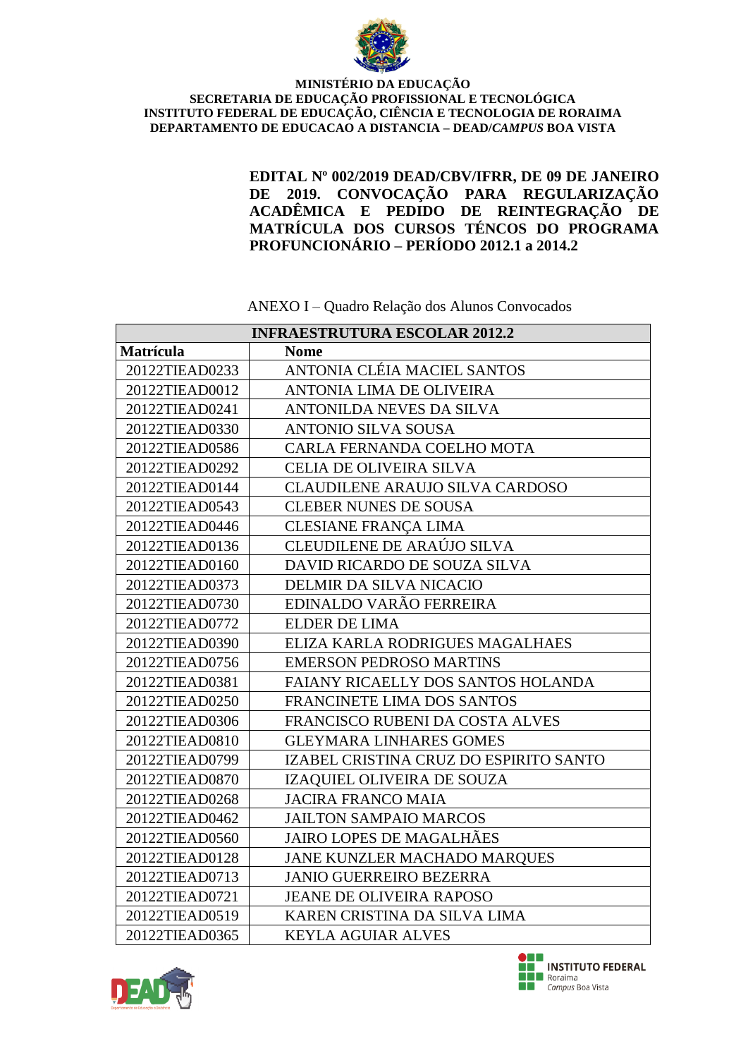**MINISTÉRIO DA EDUCAÇÃO**
**SECRETARIA DE EDUCAÇÃO PROFISSIONAL E TECNOLÓGICA**
**INSTITUTO FEDERAL DE EDUCAÇÃO, CIÊNCIA E TECNOLOGIA DE RORAIMA**
**DEPARTAMENTO DE EDUCACAO A DISTANCIA – DEAD/*CAMPUS* BOA VISTA**

**EDITAL Nº 002/2019 DEAD/CBV/IFRR, DE 09 DE JANEIRO DE 2019. CONVOCAÇÃO PARA REGULARIZAÇÃO ACADÊMICA E PEDIDO DE REINTEGRAÇÃO DE MATRÍCULA DOS CURSOS TÉNCOS DO PROGRAMA PROFUNCIONÁRIO – PERÍODO 2012.1 a 2014.2**

ANEXO I – Quadro Relação dos Alunos Convocados

| **INFRAESTRUTURA ESCOLAR 2012.2** | |
|---|---|
| **Matrícula** | **Nome** |
| 20122TIEAD0233 | ANTONIA CLÉIA MACIEL SANTOS |
| 20122TIEAD0012 | ANTONIA LIMA DE OLIVEIRA |
| 20122TIEAD0241 | ANTONILDA NEVES DA SILVA |
| 20122TIEAD0330 | ANTONIO SILVA SOUSA |
| 20122TIEAD0586 | CARLA FERNANDA COELHO MOTA |
| 20122TIEAD0292 | CELIA DE OLIVEIRA SILVA |
| 20122TIEAD0144 | CLAUDILENE ARAUJO SILVA CARDOSO |
| 20122TIEAD0543 | CLEBER NUNES DE SOUSA |
| 20122TIEAD0446 | CLESIANE FRANÇA LIMA |
| 20122TIEAD0136 | CLEUDILENE DE ARAÚJO SILVA |
| 20122TIEAD0160 | DAVID RICARDO DE SOUZA SILVA |
| 20122TIEAD0373 | DELMIR DA SILVA NICACIO |
| 20122TIEAD0730 | EDINALDO VARÃO FERREIRA |
| 20122TIEAD0772 | ELDER DE LIMA |
| 20122TIEAD0390 | ELIZA KARLA RODRIGUES MAGALHAES |
| 20122TIEAD0756 | EMERSON PEDROSO MARTINS |
| 20122TIEAD0381 | FAIANY RICAELLY DOS SANTOS HOLANDA |
| 20122TIEAD0250 | FRANCINETE LIMA DOS SANTOS |
| 20122TIEAD0306 | FRANCISCO RUBENI DA COSTA ALVES |
| 20122TIEAD0810 | GLEYMARA LINHARES GOMES |
| 20122TIEAD0799 | IZABEL CRISTINA CRUZ DO ESPIRITO SANTO |
| 20122TIEAD0870 | IZAQUIEL OLIVEIRA DE SOUZA |
| 20122TIEAD0268 | JACIRA FRANCO MAIA |
| 20122TIEAD0462 | JAILTON SAMPAIO MARCOS |
| 20122TIEAD0560 | JAIRO LOPES DE MAGALHÃES |
| 20122TIEAD0128 | JANE KUNZLER MACHADO MARQUES |
| 20122TIEAD0713 | JANIO GUERREIRO BEZERRA |
| 20122TIEAD0721 | JEANE DE OLIVEIRA RAPOSO |
| 20122TIEAD0519 | KAREN CRISTINA DA SILVA LIMA |
| 20122TIEAD0365 | KEYLA AGUIAR ALVES |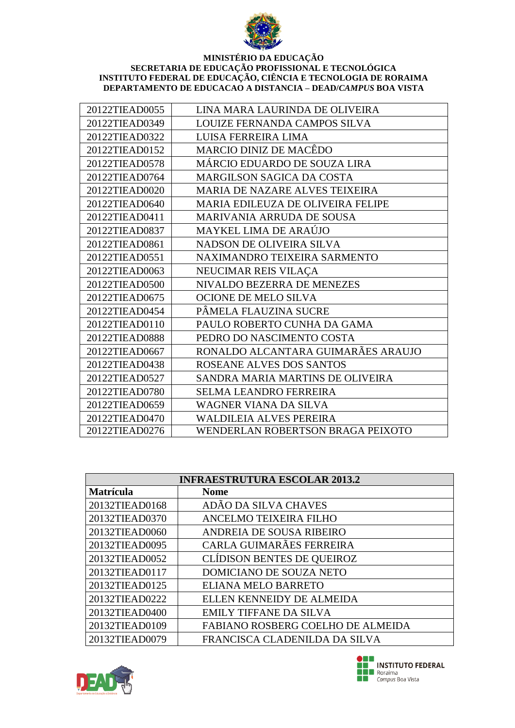**MINISTÉRIO DA EDUCAÇÃO**
**SECRETARIA DE EDUCAÇÃO PROFISSIONAL E TECNOLÓGICA**
**INSTITUTO FEDERAL DE EDUCAÇÃO, CIÊNCIA E TECNOLOGIA DE RORAIMA**
**DEPARTAMENTO DE EDUCACAO A DISTANCIA – DEAD/*CAMPUS* BOA VISTA**

| | |
|---|---|
| 20122TIEAD0055 | LINA MARA LAURINDA DE OLIVEIRA |
| 20122TIEAD0349 | LOUIZE FERNANDA CAMPOS SILVA |
| 20122TIEAD0322 | LUISA FERREIRA LIMA |
| 20122TIEAD0152 | MARCIO DINIZ DE MACÊDO |
| 20122TIEAD0578 | MÁRCIO EDUARDO DE SOUZA LIRA |
| 20122TIEAD0764 | MARGILSON SAGICA DA COSTA |
| 20122TIEAD0020 | MARIA DE NAZARE ALVES TEIXEIRA |
| 20122TIEAD0640 | MARIA EDILEUZA DE OLIVEIRA FELIPE |
| 20122TIEAD0411 | MARIVANIA ARRUDA DE SOUSA |
| 20122TIEAD0837 | MAYKEL LIMA DE ARAÚJO |
| 20122TIEAD0861 | NADSON DE OLIVEIRA SILVA |
| 20122TIEAD0551 | NAXIMANDRO TEIXEIRA SARMENTO |
| 20122TIEAD0063 | NEUCIMAR REIS VILAÇA |
| 20122TIEAD0500 | NIVALDO BEZERRA DE MENEZES |
| 20122TIEAD0675 | OCIONE DE MELO SILVA |
| 20122TIEAD0454 | PÂMELA FLAUZINA SUCRE |
| 20122TIEAD0110 | PAULO ROBERTO CUNHA DA GAMA |
| 20122TIEAD0888 | PEDRO DO NASCIMENTO COSTA |
| 20122TIEAD0667 | RONALDO ALCANTARA GUIMARÃES ARAUJO |
| 20122TIEAD0438 | ROSEANE ALVES DOS SANTOS |
| 20122TIEAD0527 | SANDRA MARIA MARTINS DE OLIVEIRA |
| 20122TIEAD0780 | SELMA LEANDRO FERREIRA |
| 20122TIEAD0659 | WAGNER VIANA DA SILVA |
| 20122TIEAD0470 | WALDILEIA ALVES PEREIRA |
| 20122TIEAD0276 | WENDERLAN ROBERTSON BRAGA PEIXOTO |

| **INFRAESTRUTURA ESCOLAR 2013.2** | |
|---|---|
| **Matrícula** | **Nome** |
| 20132TIEAD0168 | ADÃO DA SILVA CHAVES |
| 20132TIEAD0370 | ANCELMO TEIXEIRA FILHO |
| 20132TIEAD0060 | ANDREIA DE SOUSA RIBEIRO |
| 20132TIEAD0095 | CARLA GUIMARÃES FERREIRA |
| 20132TIEAD0052 | CLÍDISON BENTES DE QUEIROZ |
| 20132TIEAD0117 | DOMICIANO DE SOUZA NETO |
| 20132TIEAD0125 | ELIANA MELO BARRETO |
| 20132TIEAD0222 | ELLEN KENNEIDY DE ALMEIDA |
| 20132TIEAD0400 | EMILY TIFFANE DA SILVA |
| 20132TIEAD0109 | FABIANO ROSBERG COELHO DE ALMEIDA |
| 20132TIEAD0079 | FRANCISCA CLADENILDA DA SILVA |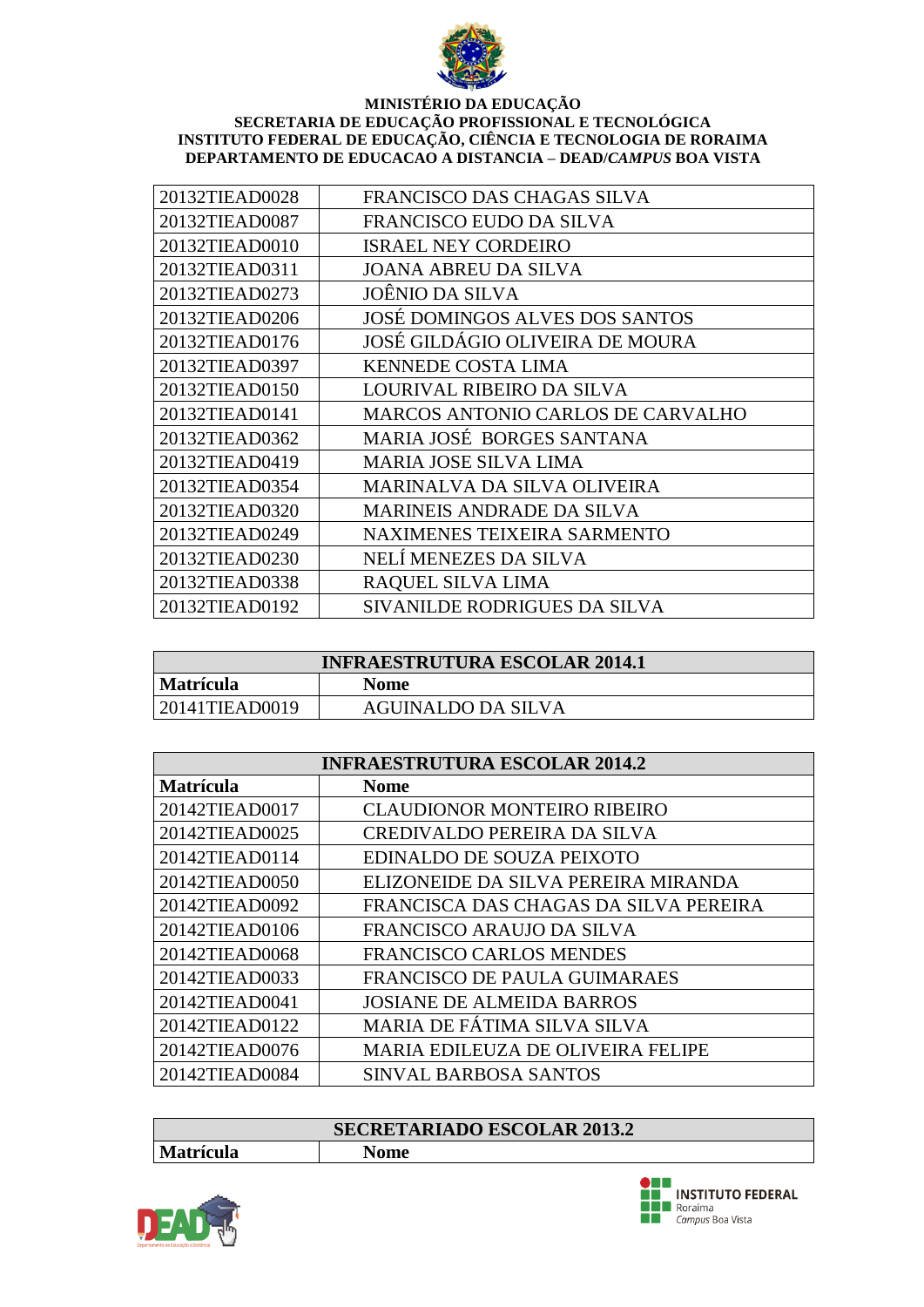| | |
|---|---|
| 20132TIEAD0028 | FRANCISCO DAS CHAGAS SILVA |
| 20132TIEAD0087 | FRANCISCO EUDO DA SILVA |
| 20132TIEAD0010 | ISRAEL NEY CORDEIRO |
| 20132TIEAD0311 | JOANA ABREU DA SILVA |
| 20132TIEAD0273 | JOÊNIO DA SILVA |
| 20132TIEAD0206 | JOSÉ DOMINGOS ALVES DOS SANTOS |
| 20132TIEAD0176 | JOSÉ GILDÁGIO OLIVEIRA DE MOURA |
| 20132TIEAD0397 | KENNEDE COSTA LIMA |
| 20132TIEAD0150 | LOURIVAL RIBEIRO DA SILVA |
| 20132TIEAD0141 | MARCOS ANTONIO CARLOS DE CARVALHO |
| 20132TIEAD0362 | MARIA JOSÉ BORGES SANTANA |
| 20132TIEAD0419 | MARIA JOSE SILVA LIMA |
| 20132TIEAD0354 | MARINALVA DA SILVA OLIVEIRA |
| 20132TIEAD0320 | MARINEIS ANDRADE DA SILVA |
| 20132TIEAD0249 | NAXIMENES TEIXEIRA SARMENTO |
| 20132TIEAD0230 | NELÍ MENEZES DA SILVA |
| 20132TIEAD0338 | RAQUEL SILVA LIMA |
| 20132TIEAD0192 | SIVANILDE RODRIGUES DA SILVA |

| **INFRAESTRUTURA ESCOLAR 2014.1** | |
|---|---|
| **Matrícula** | **Nome** |
| 20141TIEAD0019 | AGUINALDO DA SILVA |

| **INFRAESTRUTURA ESCOLAR 2014.2** | |
|---|---|
| **Matrícula** | **Nome** |
| 20142TIEAD0017 | CLAUDIONOR MONTEIRO RIBEIRO |
| 20142TIEAD0025 | CREDIVALDO PEREIRA DA SILVA |
| 20142TIEAD0114 | EDINALDO DE SOUZA PEIXOTO |
| 20142TIEAD0050 | ELIZONEIDE DA SILVA PEREIRA MIRANDA |
| 20142TIEAD0092 | FRANCISCA DAS CHAGAS DA SILVA PEREIRA |
| 20142TIEAD0106 | FRANCISCO ARAUJO DA SILVA |
| 20142TIEAD0068 | FRANCISCO CARLOS MENDES |
| 20142TIEAD0033 | FRANCISCO DE PAULA GUIMARAES |
| 20142TIEAD0041 | JOSIANE DE ALMEIDA BARROS |
| 20142TIEAD0122 | MARIA DE FÁTIMA SILVA SILVA |
| 20142TIEAD0076 | MARIA EDILEUZA DE OLIVEIRA FELIPE |
| 20142TIEAD0084 | SINVAL BARBOSA SANTOS |

| **SECRETARIADO ESCOLAR 2013.2** | |
|---|---|
| **Matrícula** | **Nome** |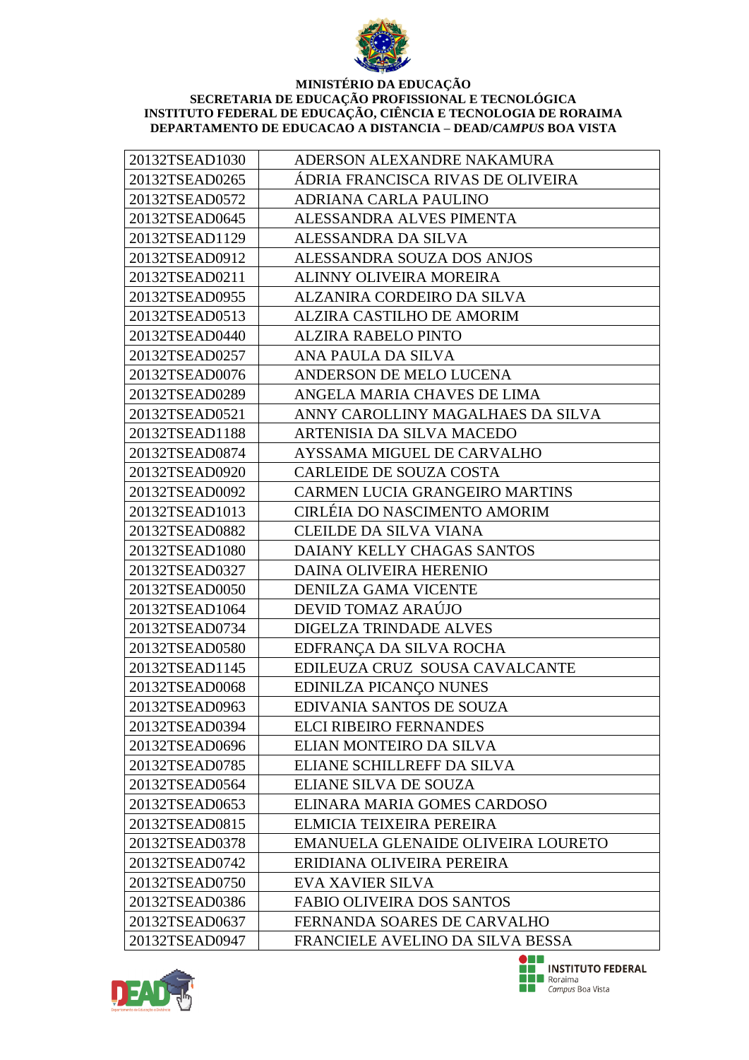**MINISTÉRIO DA EDUCAÇÃO**
**SECRETARIA DE EDUCAÇÃO PROFISSIONAL E TECNOLÓGICA**
**INSTITUTO FEDERAL DE EDUCAÇÃO, CIÊNCIA E TECNOLOGIA DE RORAIMA**
**DEPARTAMENTO DE EDUCACAO A DISTANCIA – DEAD/*CAMPUS* BOA VISTA**

| | |
|---|---|
| 20132TSEAD1030 | ADERSON ALEXANDRE NAKAMURA |
| 20132TSEAD0265 | ÁDRIA FRANCISCA RIVAS DE OLIVEIRA |
| 20132TSEAD0572 | ADRIANA CARLA PAULINO |
| 20132TSEAD0645 | ALESSANDRA ALVES PIMENTA |
| 20132TSEAD1129 | ALESSANDRA DA SILVA |
| 20132TSEAD0912 | ALESSANDRA SOUZA DOS ANJOS |
| 20132TSEAD0211 | ALINNY OLIVEIRA MOREIRA |
| 20132TSEAD0955 | ALZANIRA CORDEIRO DA SILVA |
| 20132TSEAD0513 | ALZIRA CASTILHO DE AMORIM |
| 20132TSEAD0440 | ALZIRA RABELO PINTO |
| 20132TSEAD0257 | ANA PAULA DA SILVA |
| 20132TSEAD0076 | ANDERSON DE MELO LUCENA |
| 20132TSEAD0289 | ANGELA MARIA CHAVES DE LIMA |
| 20132TSEAD0521 | ANNY CAROLLINY MAGALHAES DA SILVA |
| 20132TSEAD1188 | ARTENISIA DA SILVA MACEDO |
| 20132TSEAD0874 | AYSSAMA MIGUEL DE CARVALHO |
| 20132TSEAD0920 | CARLEIDE DE SOUZA COSTA |
| 20132TSEAD0092 | CARMEN LUCIA GRANGEIRO MARTINS |
| 20132TSEAD1013 | CIRLÉIA DO NASCIMENTO AMORIM |
| 20132TSEAD0882 | CLEILDE DA SILVA VIANA |
| 20132TSEAD1080 | DAIANY KELLY CHAGAS SANTOS |
| 20132TSEAD0327 | DAINA OLIVEIRA HERENIO |
| 20132TSEAD0050 | DENILZA GAMA VICENTE |
| 20132TSEAD1064 | DEVID TOMAZ ARAÚJO |
| 20132TSEAD0734 | DIGELZA TRINDADE ALVES |
| 20132TSEAD0580 | EDFRANÇA DA SILVA ROCHA |
| 20132TSEAD1145 | EDILEUZA CRUZ SOUSA CAVALCANTE |
| 20132TSEAD0068 | EDINILZA PICANÇO NUNES |
| 20132TSEAD0963 | EDIVANIA SANTOS DE SOUZA |
| 20132TSEAD0394 | ELCI RIBEIRO FERNANDES |
| 20132TSEAD0696 | ELIAN MONTEIRO DA SILVA |
| 20132TSEAD0785 | ELIANE SCHILLREFF DA SILVA |
| 20132TSEAD0564 | ELIANE SILVA DE SOUZA |
| 20132TSEAD0653 | ELINARA MARIA GOMES CARDOSO |
| 20132TSEAD0815 | ELMICIA TEIXEIRA PEREIRA |
| 20132TSEAD0378 | EMANUELA GLENAIDE OLIVEIRA LOURETO |
| 20132TSEAD0742 | ERIDIANA OLIVEIRA PEREIRA |
| 20132TSEAD0750 | EVA XAVIER SILVA |
| 20132TSEAD0386 | FABIO OLIVEIRA DOS SANTOS |
| 20132TSEAD0637 | FERNANDA SOARES DE CARVALHO |
| 20132TSEAD0947 | FRANCIELE AVELINO DA SILVA BESSA |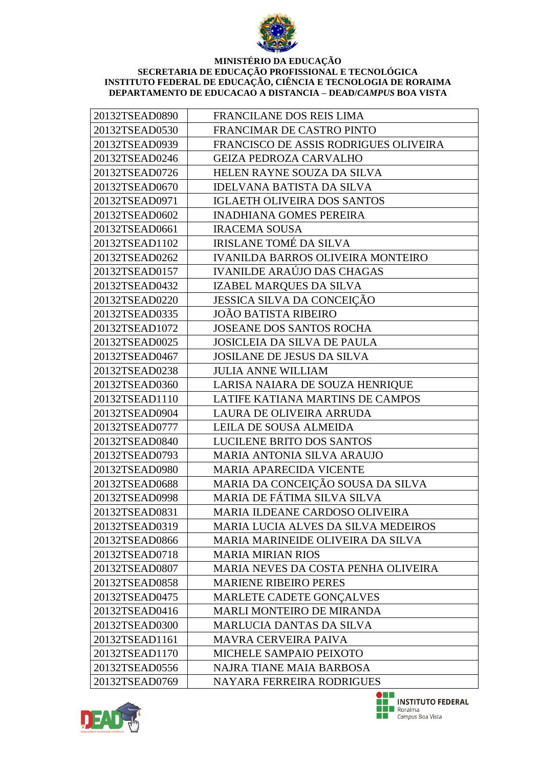**MINISTÉRIO DA EDUCAÇÃO**
**SECRETARIA DE EDUCAÇÃO PROFISSIONAL E TECNOLÓGICA**
**INSTITUTO FEDERAL DE EDUCAÇÃO, CIÊNCIA E TECNOLOGIA DE RORAIMA**
**DEPARTAMENTO DE EDUCACAO A DISTANCIA – DEAD/*CAMPUS* BOA VISTA**

| | |
|---|---|
| 20132TSEAD0890 | FRANCILANE DOS REIS LIMA |
| 20132TSEAD0530 | FRANCIMAR DE CASTRO PINTO |
| 20132TSEAD0939 | FRANCISCO DE ASSIS RODRIGUES OLIVEIRA |
| 20132TSEAD0246 | GEIZA PEDROZA CARVALHO |
| 20132TSEAD0726 | HELEN RAYNE SOUZA DA SILVA |
| 20132TSEAD0670 | IDELVANA BATISTA DA SILVA |
| 20132TSEAD0971 | IGLAETH OLIVEIRA DOS SANTOS |
| 20132TSEAD0602 | INADHIANA GOMES PEREIRA |
| 20132TSEAD0661 | IRACEMA SOUSA |
| 20132TSEAD1102 | IRISLANE TOMÉ DA SILVA |
| 20132TSEAD0262 | IVANILDA BARROS OLIVEIRA MONTEIRO |
| 20132TSEAD0157 | IVANILDE ARAÚJO DAS CHAGAS |
| 20132TSEAD0432 | IZABEL MARQUES DA SILVA |
| 20132TSEAD0220 | JESSICA SILVA DA CONCEIÇÃO |
| 20132TSEAD0335 | JOÃO BATISTA RIBEIRO |
| 20132TSEAD1072 | JOSEANE DOS SANTOS ROCHA |
| 20132TSEAD0025 | JOSICLEIA DA SILVA DE PAULA |
| 20132TSEAD0467 | JOSILANE DE JESUS DA SILVA |
| 20132TSEAD0238 | JULIA ANNE WILLIAM |
| 20132TSEAD0360 | LARISA NAIARA DE SOUZA HENRIQUE |
| 20132TSEAD1110 | LATIFE KATIANA MARTINS DE CAMPOS |
| 20132TSEAD0904 | LAURA DE OLIVEIRA ARRUDA |
| 20132TSEAD0777 | LEILA DE SOUSA ALMEIDA |
| 20132TSEAD0840 | LUCILENE BRITO DOS SANTOS |
| 20132TSEAD0793 | MARIA ANTONIA SILVA ARAUJO |
| 20132TSEAD0980 | MARIA APARECIDA VICENTE |
| 20132TSEAD0688 | MARIA DA CONCEIÇÃO SOUSA DA SILVA |
| 20132TSEAD0998 | MARIA DE FÁTIMA SILVA SILVA |
| 20132TSEAD0831 | MARIA ILDEANE CARDOSO OLIVEIRA |
| 20132TSEAD0319 | MARIA LUCIA ALVES DA SILVA MEDEIROS |
| 20132TSEAD0866 | MARIA MARINEIDE OLIVEIRA DA SILVA |
| 20132TSEAD0718 | MARIA MIRIAN RIOS |
| 20132TSEAD0807 | MARIA NEVES DA COSTA PENHA OLIVEIRA |
| 20132TSEAD0858 | MARIENE RIBEIRO PERES |
| 20132TSEAD0475 | MARLETE CADETE GONÇALVES |
| 20132TSEAD0416 | MARLI MONTEIRO DE MIRANDA |
| 20132TSEAD0300 | MARLUCIA DANTAS DA SILVA |
| 20132TSEAD1161 | MAVRA CERVEIRA PAIVA |
| 20132TSEAD1170 | MICHELE SAMPAIO PEIXOTO |
| 20132TSEAD0556 | NAJRA TIANE MAIA BARBOSA |
| 20132TSEAD0769 | NAYARA FERREIRA RODRIGUES |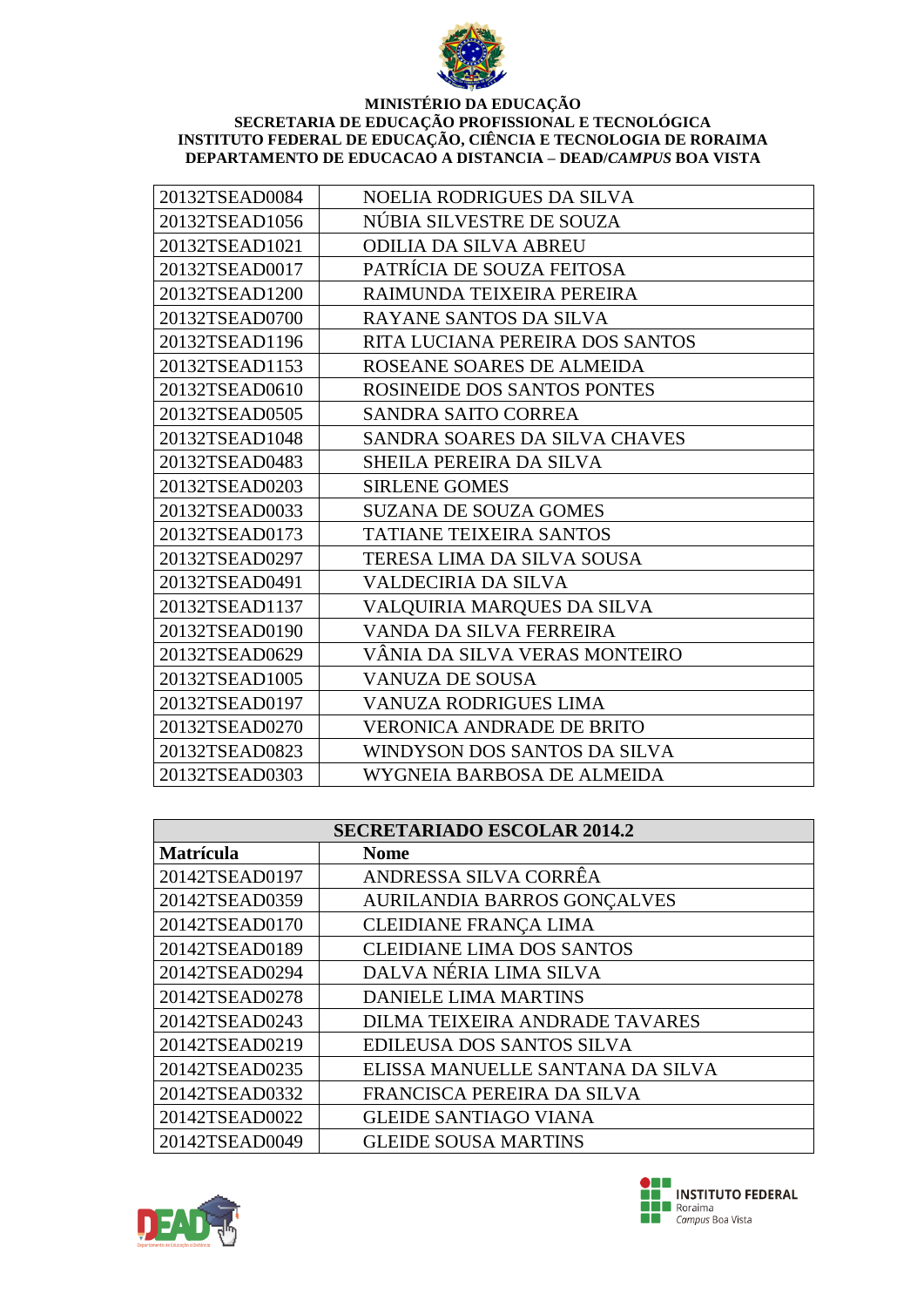| | |
|---|---|
| 20132TSEAD0084 | NOELIA RODRIGUES DA SILVA |
| 20132TSEAD1056 | NÚBIA SILVESTRE DE SOUZA |
| 20132TSEAD1021 | ODILIA DA SILVA ABREU |
| 20132TSEAD0017 | PATRÍCIA DE SOUZA FEITOSA |
| 20132TSEAD1200 | RAIMUNDA TEIXEIRA PEREIRA |
| 20132TSEAD0700 | RAYANE SANTOS DA SILVA |
| 20132TSEAD1196 | RITA LUCIANA PEREIRA DOS SANTOS |
| 20132TSEAD1153 | ROSEANE SOARES DE ALMEIDA |
| 20132TSEAD0610 | ROSINEIDE DOS SANTOS PONTES |
| 20132TSEAD0505 | SANDRA SAITO CORREA |
| 20132TSEAD1048 | SANDRA SOARES DA SILVA CHAVES |
| 20132TSEAD0483 | SHEILA PEREIRA DA SILVA |
| 20132TSEAD0203 | SIRLENE GOMES |
| 20132TSEAD0033 | SUZANA DE SOUZA GOMES |
| 20132TSEAD0173 | TATIANE TEIXEIRA SANTOS |
| 20132TSEAD0297 | TERESA LIMA DA SILVA SOUSA |
| 20132TSEAD0491 | VALDECIRIA DA SILVA |
| 20132TSEAD1137 | VALQUIRIA MARQUES DA SILVA |
| 20132TSEAD0190 | VANDA DA SILVA FERREIRA |
| 20132TSEAD0629 | VÂNIA DA SILVA VERAS MONTEIRO |
| 20132TSEAD1005 | VANUZA DE SOUSA |
| 20132TSEAD0197 | VANUZA RODRIGUES LIMA |
| 20132TSEAD0270 | VERONICA ANDRADE DE BRITO |
| 20132TSEAD0823 | WINDYSON DOS SANTOS DA SILVA |
| 20132TSEAD0303 | WYGNEIA BARBOSA DE ALMEIDA |

| **SECRETARIADO ESCOLAR 2014.2** | |
|---|---|
| **Matrícula** | **Nome** |
| 20142TSEAD0197 | ANDRESSA SILVA CORRÊA |
| 20142TSEAD0359 | AURILANDIA BARROS GONÇALVES |
| 20142TSEAD0170 | CLEIDIANE FRANÇA LIMA |
| 20142TSEAD0189 | CLEIDIANE LIMA DOS SANTOS |
| 20142TSEAD0294 | DALVA NÉRIA LIMA SILVA |
| 20142TSEAD0278 | DANIELE LIMA MARTINS |
| 20142TSEAD0243 | DILMA TEIXEIRA ANDRADE TAVARES |
| 20142TSEAD0219 | EDILEUSA DOS SANTOS SILVA |
| 20142TSEAD0235 | ELISSA MANUELLE SANTANA DA SILVA |
| 20142TSEAD0332 | FRANCISCA PEREIRA DA SILVA |
| 20142TSEAD0022 | GLEIDE SANTIAGO VIANA |
| 20142TSEAD0049 | GLEIDE SOUSA MARTINS |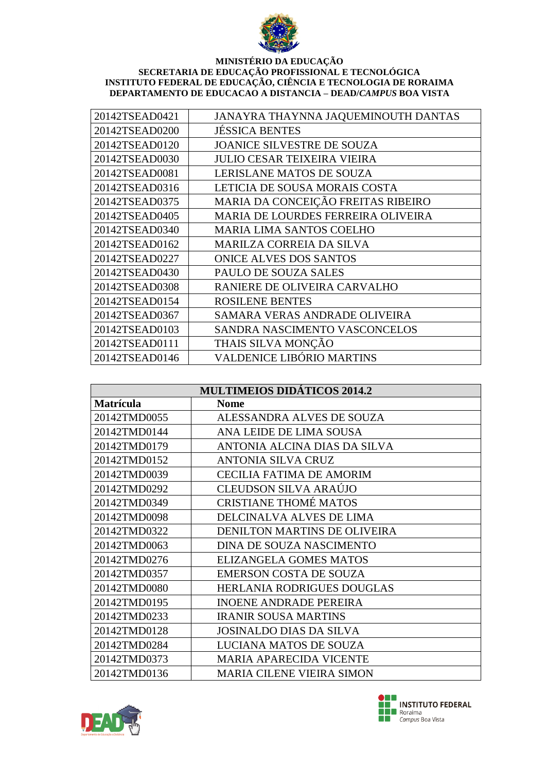**MINISTÉRIO DA EDUCAÇÃO**
**SECRETARIA DE EDUCAÇÃO PROFISSIONAL E TECNOLÓGICA**
**INSTITUTO FEDERAL DE EDUCAÇÃO, CIÊNCIA E TECNOLOGIA DE RORAIMA**
**DEPARTAMENTO DE EDUCACAO A DISTANCIA – DEAD/*CAMPUS* BOA VISTA**

| | |
|---|---|
| 20142TSEAD0421 | JANAYRA THAYNNA JAQUEMINOUTH DANTAS |
| 20142TSEAD0200 | JÉSSICA BENTES |
| 20142TSEAD0120 | JOANICE SILVESTRE DE SOUZA |
| 20142TSEAD0030 | JULIO CESAR TEIXEIRA VIEIRA |
| 20142TSEAD0081 | LERISLANE MATOS DE SOUZA |
| 20142TSEAD0316 | LETICIA DE SOUSA MORAIS COSTA |
| 20142TSEAD0375 | MARIA DA CONCEIÇÃO FREITAS RIBEIRO |
| 20142TSEAD0405 | MARIA DE LOURDES FERREIRA OLIVEIRA |
| 20142TSEAD0340 | MARIA LIMA SANTOS COELHO |
| 20142TSEAD0162 | MARILZA CORREIA DA SILVA |
| 20142TSEAD0227 | ONICE ALVES DOS SANTOS |
| 20142TSEAD0430 | PAULO DE SOUZA SALES |
| 20142TSEAD0308 | RANIERE DE OLIVEIRA CARVALHO |
| 20142TSEAD0154 | ROSILENE BENTES |
| 20142TSEAD0367 | SAMARA VERAS ANDRADE OLIVEIRA |
| 20142TSEAD0103 | SANDRA NASCIMENTO VASCONCELOS |
| 20142TSEAD0111 | THAIS SILVA MONÇÃO |
| 20142TSEAD0146 | VALDENICE LIBÓRIO MARTINS |

| **MULTIMEIOS DIDÁTICOS 2014.2** | |
|---|---|
| **Matrícula** | **Nome** |
| 20142TMD0055 | ALESSANDRA ALVES DE SOUZA |
| 20142TMD0144 | ANA LEIDE DE LIMA SOUSA |
| 20142TMD0179 | ANTONIA ALCINA DIAS DA SILVA |
| 20142TMD0152 | ANTONIA SILVA CRUZ |
| 20142TMD0039 | CECILIA FATIMA DE AMORIM |
| 20142TMD0292 | CLEUDSON SILVA ARAÚJO |
| 20142TMD0349 | CRISTIANE THOMÉ MATOS |
| 20142TMD0098 | DELCINALVA ALVES DE LIMA |
| 20142TMD0322 | DENILTON MARTINS DE OLIVEIRA |
| 20142TMD0063 | DINA DE SOUZA NASCIMENTO |
| 20142TMD0276 | ELIZANGELA GOMES MATOS |
| 20142TMD0357 | EMERSON COSTA DE SOUZA |
| 20142TMD0080 | HERLANIA RODRIGUES DOUGLAS |
| 20142TMD0195 | INOENE ANDRADE PEREIRA |
| 20142TMD0233 | IRANIR SOUSA MARTINS |
| 20142TMD0128 | JOSINALDO DIAS DA SILVA |
| 20142TMD0284 | LUCIANA MATOS DE SOUZA |
| 20142TMD0373 | MARIA APARECIDA VICENTE |
| 20142TMD0136 | MARIA CILENE VIEIRA SIMON |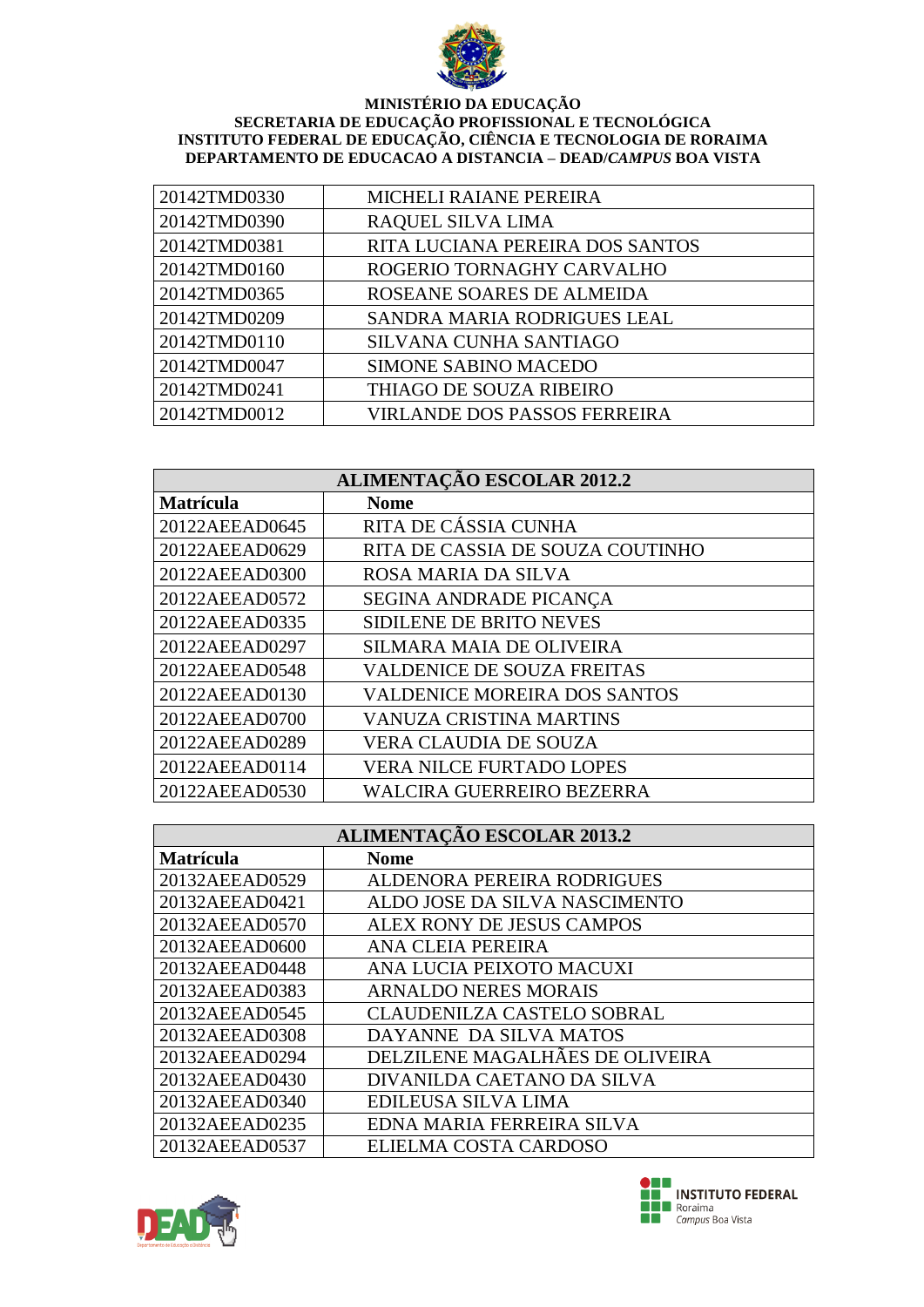**MINISTÉRIO DA EDUCAÇÃO**
**SECRETARIA DE EDUCAÇÃO PROFISSIONAL E TECNOLÓGICA**
**INSTITUTO FEDERAL DE EDUCAÇÃO, CIÊNCIA E TECNOLOGIA DE RORAIMA**
**DEPARTAMENTO DE EDUCACAO A DISTANCIA – DEAD/*CAMPUS* BOA VISTA**

| | |
|---|---|
| 20142TMD0330 | MICHELI RAIANE PEREIRA |
| 20142TMD0390 | RAQUEL SILVA LIMA |
| 20142TMD0381 | RITA LUCIANA PEREIRA DOS SANTOS |
| 20142TMD0160 | ROGERIO TORNAGHY CARVALHO |
| 20142TMD0365 | ROSEANE SOARES DE ALMEIDA |
| 20142TMD0209 | SANDRA MARIA RODRIGUES LEAL |
| 20142TMD0110 | SILVANA CUNHA SANTIAGO |
| 20142TMD0047 | SIMONE SABINO MACEDO |
| 20142TMD0241 | THIAGO DE SOUZA RIBEIRO |
| 20142TMD0012 | VIRLANDE DOS PASSOS FERREIRA |

| **ALIMENTAÇÃO ESCOLAR 2012.2** | |
|---|---|
| **Matrícula** | **Nome** |
| 20122AEEAD0645 | RITA DE CÁSSIA CUNHA |
| 20122AEEAD0629 | RITA DE CASSIA DE SOUZA COUTINHO |
| 20122AEEAD0300 | ROSA MARIA DA SILVA |
| 20122AEEAD0572 | SEGINA ANDRADE PICANÇA |
| 20122AEEAD0335 | SIDILENE DE BRITO NEVES |
| 20122AEEAD0297 | SILMARA MAIA DE OLIVEIRA |
| 20122AEEAD0548 | VALDENICE DE SOUZA FREITAS |
| 20122AEEAD0130 | VALDENICE MOREIRA DOS SANTOS |
| 20122AEEAD0700 | VANUZA CRISTINA MARTINS |
| 20122AEEAD0289 | VERA CLAUDIA DE SOUZA |
| 20122AEEAD0114 | VERA NILCE FURTADO LOPES |
| 20122AEEAD0530 | WALCIRA GUERREIRO BEZERRA |

| **ALIMENTAÇÃO ESCOLAR 2013.2** | |
|---|---|
| **Matrícula** | **Nome** |
| 20132AEEAD0529 | ALDENORA PEREIRA RODRIGUES |
| 20132AEEAD0421 | ALDO JOSE DA SILVA NASCIMENTO |
| 20132AEEAD0570 | ALEX RONY DE JESUS CAMPOS |
| 20132AEEAD0600 | ANA CLEIA PEREIRA |
| 20132AEEAD0448 | ANA LUCIA PEIXOTO MACUXI |
| 20132AEEAD0383 | ARNALDO NERES MORAIS |
| 20132AEEAD0545 | CLAUDENILZA CASTELO SOBRAL |
| 20132AEEAD0308 | DAYANNE DA SILVA MATOS |
| 20132AEEAD0294 | DELZILENE MAGALHÃES DE OLIVEIRA |
| 20132AEEAD0430 | DIVANILDA CAETANO DA SILVA |
| 20132AEEAD0340 | EDILEUSA SILVA LIMA |
| 20132AEEAD0235 | EDNA MARIA FERREIRA SILVA |
| 20132AEEAD0537 | ELIELMA COSTA CARDOSO |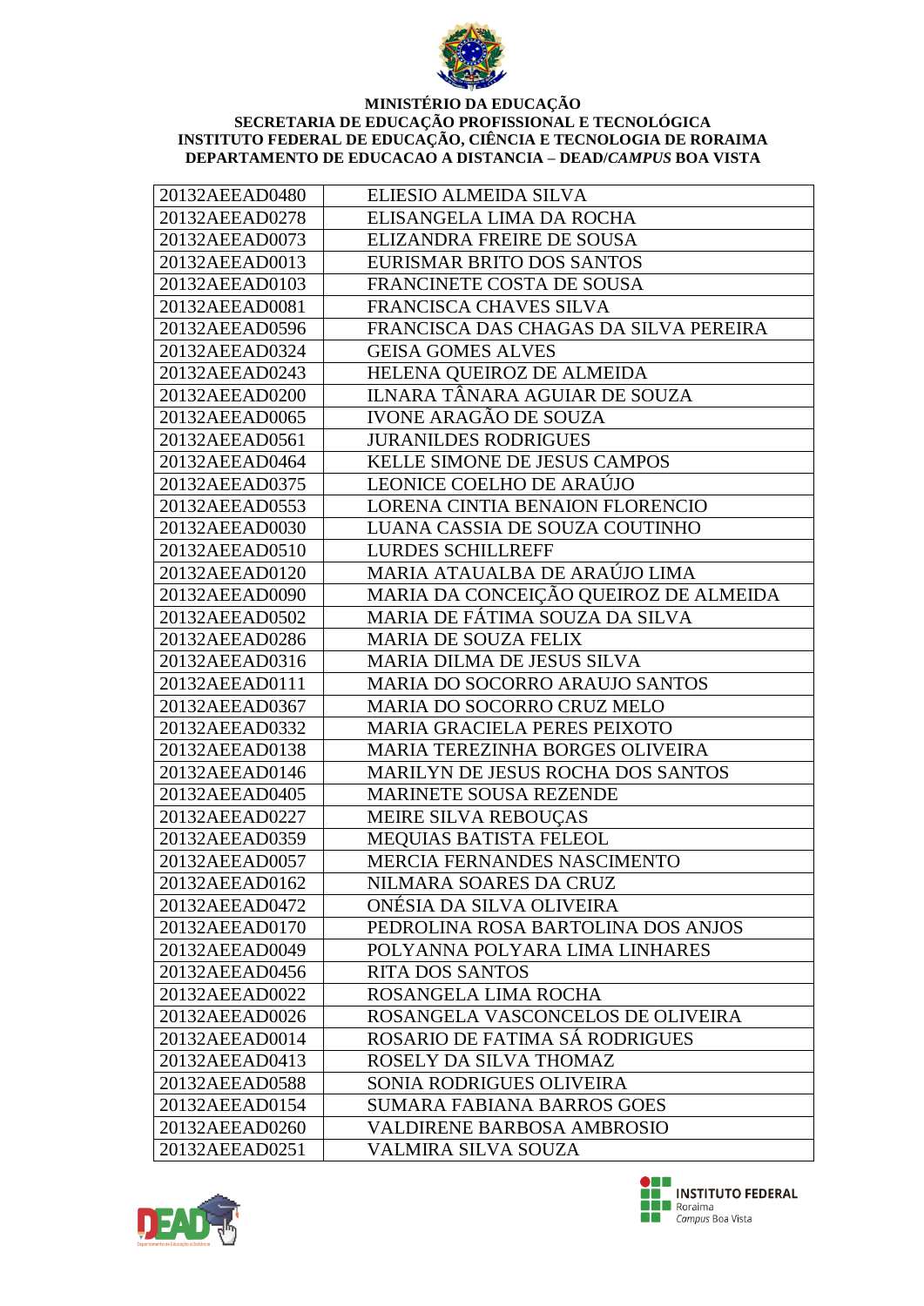**MINISTÉRIO DA EDUCAÇÃO**
**SECRETARIA DE EDUCAÇÃO PROFISSIONAL E TECNOLÓGICA**
**INSTITUTO FEDERAL DE EDUCAÇÃO, CIÊNCIA E TECNOLOGIA DE RORAIMA**
**DEPARTAMENTO DE EDUCACAO A DISTANCIA – DEAD/*CAMPUS* BOA VISTA**

| | |
|---|---|
| 20132AEEAD0480 | ELIESIO ALMEIDA SILVA |
| 20132AEEAD0278 | ELISANGELA LIMA DA ROCHA |
| 20132AEEAD0073 | ELIZANDRA FREIRE DE SOUSA |
| 20132AEEAD0013 | EURISMAR BRITO DOS SANTOS |
| 20132AEEAD0103 | FRANCINETE COSTA DE SOUSA |
| 20132AEEAD0081 | FRANCISCA CHAVES SILVA |
| 20132AEEAD0596 | FRANCISCA DAS CHAGAS DA SILVA PEREIRA |
| 20132AEEAD0324 | GEISA GOMES ALVES |
| 20132AEEAD0243 | HELENA QUEIROZ DE ALMEIDA |
| 20132AEEAD0200 | ILNARA TÂNARA AGUIAR DE SOUZA |
| 20132AEEAD0065 | IVONE ARAGÃO DE SOUZA |
| 20132AEEAD0561 | JURANILDES RODRIGUES |
| 20132AEEAD0464 | KELLE SIMONE DE JESUS CAMPOS |
| 20132AEEAD0375 | LEONICE COELHO DE ARAÚJO |
| 20132AEEAD0553 | LORENA CINTIA BENAION FLORENCIO |
| 20132AEEAD0030 | LUANA CASSIA DE SOUZA COUTINHO |
| 20132AEEAD0510 | LURDES SCHILLREFF |
| 20132AEEAD0120 | MARIA ATAUALBA DE ARAÚJO LIMA |
| 20132AEEAD0090 | MARIA DA CONCEIÇÃO QUEIROZ DE ALMEIDA |
| 20132AEEAD0502 | MARIA DE FÁTIMA SOUZA DA SILVA |
| 20132AEEAD0286 | MARIA DE SOUZA FELIX |
| 20132AEEAD0316 | MARIA DILMA DE JESUS SILVA |
| 20132AEEAD0111 | MARIA DO SOCORRO ARAUJO SANTOS |
| 20132AEEAD0367 | MARIA DO SOCORRO CRUZ MELO |
| 20132AEEAD0332 | MARIA GRACIELA PERES PEIXOTO |
| 20132AEEAD0138 | MARIA TEREZINHA BORGES OLIVEIRA |
| 20132AEEAD0146 | MARILYN DE JESUS ROCHA DOS SANTOS |
| 20132AEEAD0405 | MARINETE SOUSA REZENDE |
| 20132AEEAD0227 | MEIRE SILVA REBOUÇAS |
| 20132AEEAD0359 | MEQUIAS BATISTA FELEOL |
| 20132AEEAD0057 | MERCIA FERNANDES NASCIMENTO |
| 20132AEEAD0162 | NILMARA SOARES DA CRUZ |
| 20132AEEAD0472 | ONÉSIA DA SILVA OLIVEIRA |
| 20132AEEAD0170 | PEDROLINA ROSA BARTOLINA DOS ANJOS |
| 20132AEEAD0049 | POLYANNA POLYARA LIMA LINHARES |
| 20132AEEAD0456 | RITA DOS SANTOS |
| 20132AEEAD0022 | ROSANGELA LIMA ROCHA |
| 20132AEEAD0026 | ROSANGELA VASCONCELOS DE OLIVEIRA |
| 20132AEEAD0014 | ROSARIO DE FATIMA SÁ RODRIGUES |
| 20132AEEAD0413 | ROSELY DA SILVA THOMAZ |
| 20132AEEAD0588 | SONIA RODRIGUES OLIVEIRA |
| 20132AEEAD0154 | SUMARA FABIANA BARROS GOES |
| 20132AEEAD0260 | VALDIRENE BARBOSA AMBROSIO |
| 20132AEEAD0251 | VALMIRA SILVA SOUZA |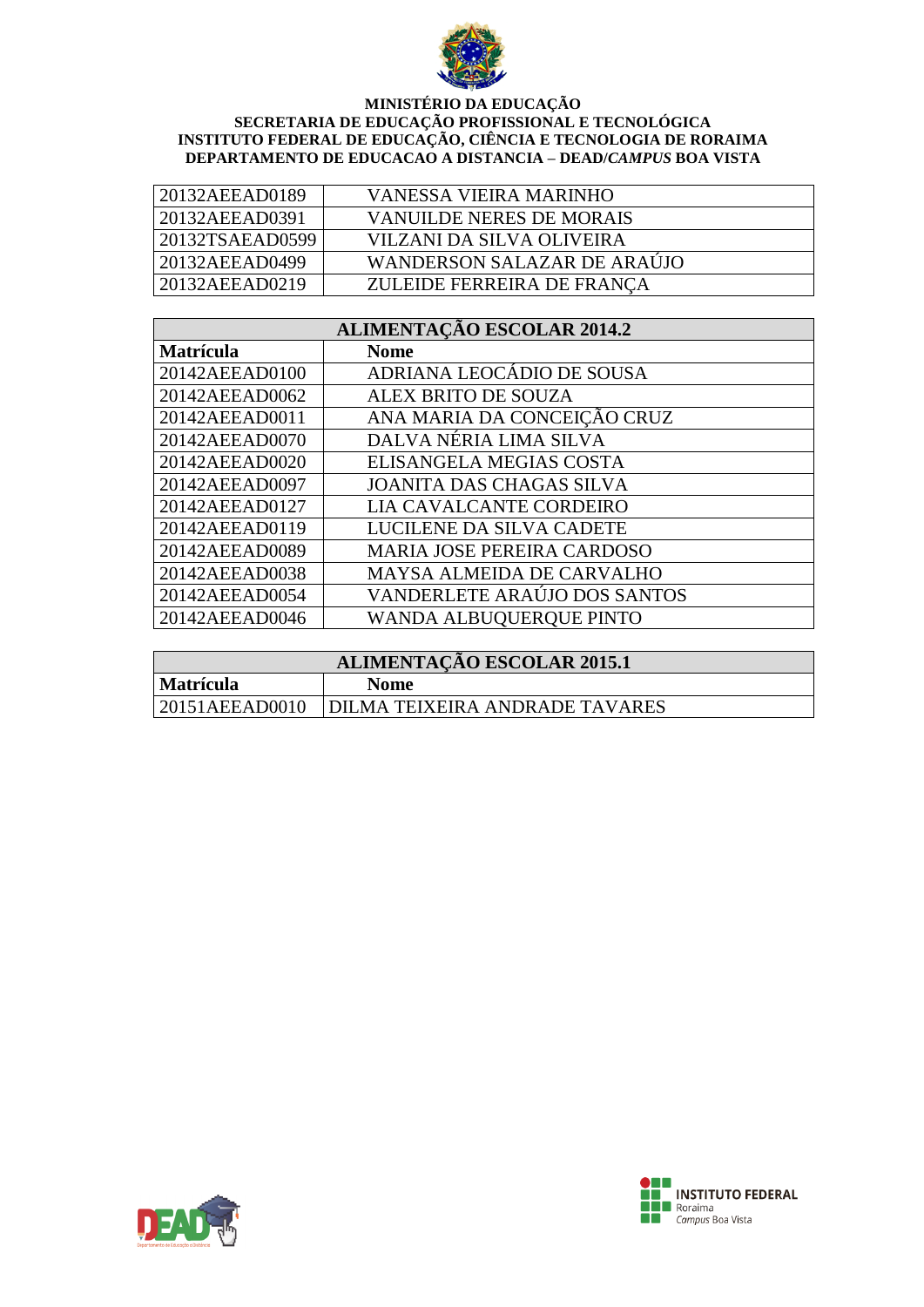**MINISTÉRIO DA EDUCAÇÃO**
**SECRETARIA DE EDUCAÇÃO PROFISSIONAL E TECNOLÓGICA**
**INSTITUTO FEDERAL DE EDUCAÇÃO, CIÊNCIA E TECNOLOGIA DE RORAIMA**
**DEPARTAMENTO DE EDUCACAO A DISTANCIA – DEAD/*CAMPUS* BOA VISTA**

| | |
|---|---|
| 20132AEEAD0189 | VANESSA VIEIRA MARINHO |
| 20132AEEAD0391 | VANUILDE NERES DE MORAIS |
| 20132TSAEAD0599 | VILZANI DA SILVA OLIVEIRA |
| 20132AEEAD0499 | WANDERSON SALAZAR DE ARAÚJO |
| 20132AEEAD0219 | ZULEIDE FERREIRA DE FRANÇA |

| ALIMENTAÇÃO ESCOLAR 2014.2 | |
|---|---|
| **Matrícula** | **Nome** |
| 20142AEEAD0100 | ADRIANA LEOCÁDIO DE SOUSA |
| 20142AEEAD0062 | ALEX BRITO DE SOUZA |
| 20142AEEAD0011 | ANA MARIA DA CONCEIÇÃO CRUZ |
| 20142AEEAD0070 | DALVA NÉRIA LIMA SILVA |
| 20142AEEAD0020 | ELISANGELA MEGIAS COSTA |
| 20142AEEAD0097 | JOANITA DAS CHAGAS SILVA |
| 20142AEEAD0127 | LIA CAVALCANTE CORDEIRO |
| 20142AEEAD0119 | LUCILENE DA SILVA CADETE |
| 20142AEEAD0089 | MARIA JOSE PEREIRA CARDOSO |
| 20142AEEAD0038 | MAYSA ALMEIDA DE CARVALHO |
| 20142AEEAD0054 | VANDERLETE ARAÚJO DOS SANTOS |
| 20142AEEAD0046 | WANDA ALBUQUERQUE PINTO |

| ALIMENTAÇÃO ESCOLAR 2015.1 | |
|---|---|
| **Matrícula** | **Nome** |
| 20151AEEAD0010 | DILMA TEIXEIRA ANDRADE TAVARES |